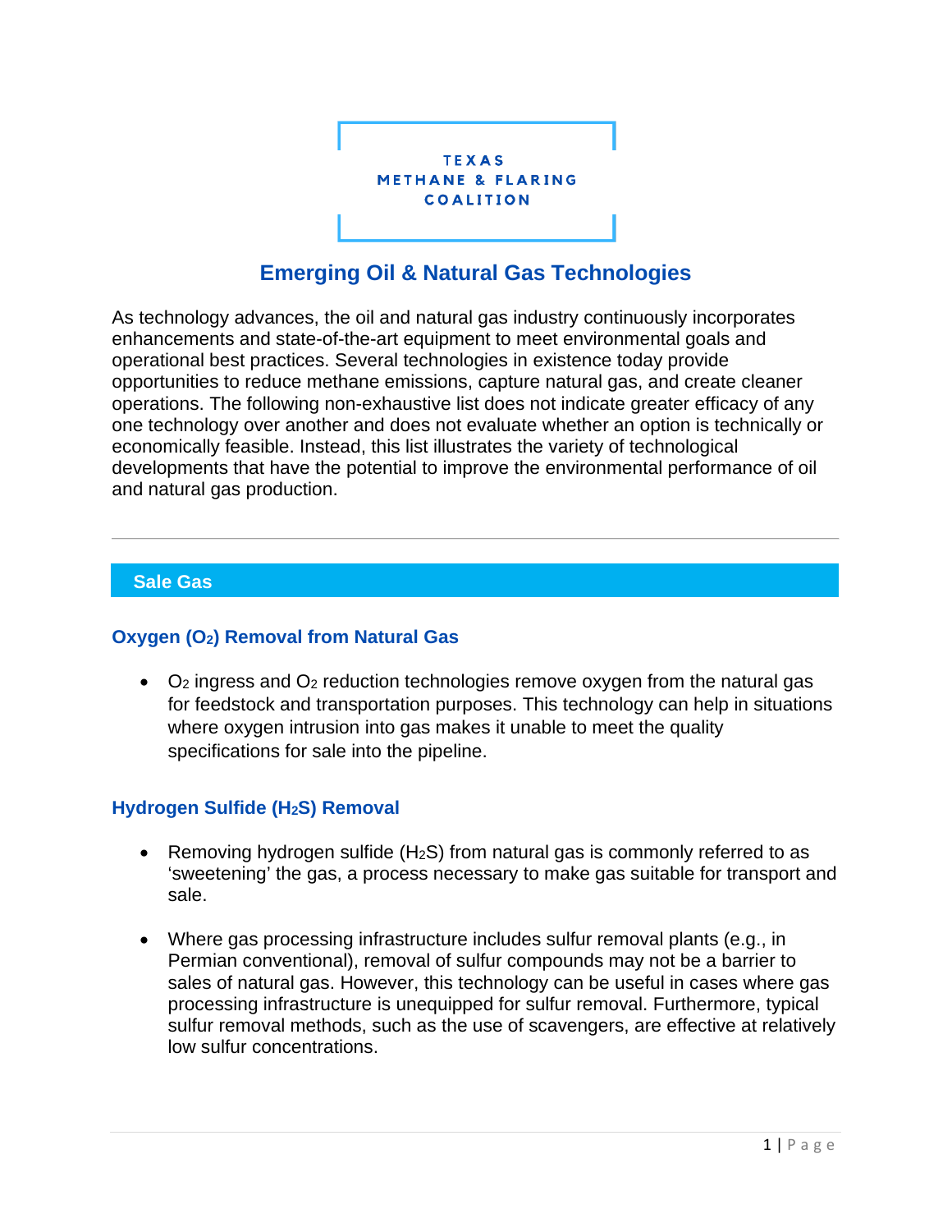TEXAS
METHANE & FLARING
COALITION

# Emerging Oil & Natural Gas Technologies

As technology advances, the oil and natural gas industry continuously incorporates enhancements and state-of-the-art equipment to meet environmental goals and operational best practices. Several technologies in existence today provide opportunities to reduce methane emissions, capture natural gas, and create cleaner operations. The following non-exhaustive list does not indicate greater efficacy of any one technology over another and does not evaluate whether an option is technically or economically feasible. Instead, this list illustrates the variety of technological developments that have the potential to improve the environmental performance of oil and natural gas production.

---

## Sale Gas

### Oxygen ($O_2$) Removal from Natural Gas

- $O_2$ ingress and $O_2$ reduction technologies remove oxygen from the natural gas for feedstock and transportation purposes. This technology can help in situations where oxygen intrusion into gas makes it unable to meet the quality specifications for sale into the pipeline.

### Hydrogen Sulfide ($H_2S$) Removal

- Removing hydrogen sulfide ($H_2S$) from natural gas is commonly referred to as 'sweetening' the gas, a process necessary to make gas suitable for transport and sale.
- Where gas processing infrastructure includes sulfur removal plants (e.g., in Permian conventional), removal of sulfur compounds may not be a barrier to sales of natural gas. However, this technology can be useful in cases where gas processing infrastructure is unequipped for sulfur removal. Furthermore, typical sulfur removal methods, such as the use of scavengers, are effective at relatively low sulfur concentrations.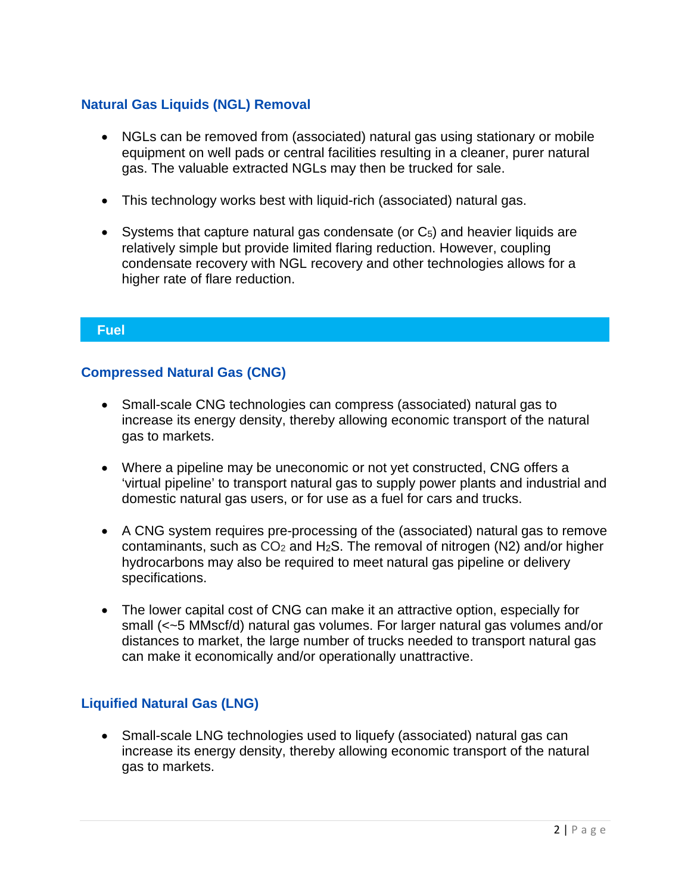### Natural Gas Liquids (NGL) Removal

- NGLs can be removed from (associated) natural gas using stationary or mobile equipment on well pads or central facilities resulting in a cleaner, purer natural gas. The valuable extracted NGLs may then be trucked for sale.

- This technology works best with liquid-rich (associated) natural gas.

- Systems that capture natural gas condensate (or $C_5$) and heavier liquids are relatively simple but provide limited flaring reduction. However, coupling condensate recovery with NGL recovery and other technologies allows for a higher rate of flare reduction.

## Fuel

### Compressed Natural Gas (CNG)

- Small-scale CNG technologies can compress (associated) natural gas to increase its energy density, thereby allowing economic transport of the natural gas to markets.

- Where a pipeline may be uneconomic or not yet constructed, CNG offers a 'virtual pipeline' to transport natural gas to supply power plants and industrial and domestic natural gas users, or for use as a fuel for cars and trucks.

- A CNG system requires pre-processing of the (associated) natural gas to remove contaminants, such as $CO_2$ and $H_2S$. The removal of nitrogen (N2) and/or higher hydrocarbons may also be required to meet natural gas pipeline or delivery specifications.

- The lower capital cost of CNG can make it an attractive option, especially for small (<~5 MMscf/d) natural gas volumes. For larger natural gas volumes and/or distances to market, the large number of trucks needed to transport natural gas can make it economically and/or operationally unattractive.

### Liquified Natural Gas (LNG)

- Small-scale LNG technologies used to liquefy (associated) natural gas can increase its energy density, thereby allowing economic transport of the natural gas to markets.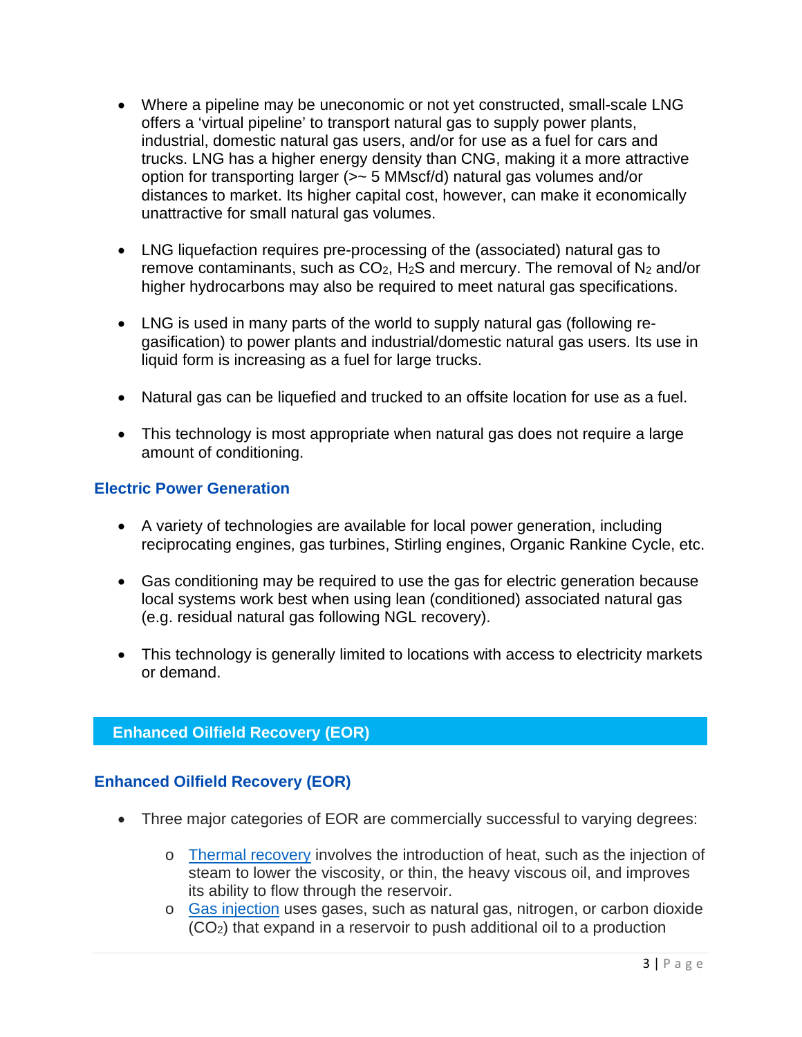- Where a pipeline may be uneconomic or not yet constructed, small-scale LNG offers a 'virtual pipeline' to transport natural gas to supply power plants, industrial, domestic natural gas users, and/or for use as a fuel for cars and trucks. LNG has a higher energy density than CNG, making it a more attractive option for transporting larger (>~ 5 MMscf/d) natural gas volumes and/or distances to market. Its higher capital cost, however, can make it economically unattractive for small natural gas volumes.

- LNG liquefaction requires pre-processing of the (associated) natural gas to remove contaminants, such as $CO_2$, $H_2S$ and mercury. The removal of $N_2$ and/or higher hydrocarbons may also be required to meet natural gas specifications.

- LNG is used in many parts of the world to supply natural gas (following re-gasification) to power plants and industrial/domestic natural gas users. Its use in liquid form is increasing as a fuel for large trucks.

- Natural gas can be liquefied and trucked to an offsite location for use as a fuel.

- This technology is most appropriate when natural gas does not require a large amount of conditioning.

### Electric Power Generation

- A variety of technologies are available for local power generation, including reciprocating engines, gas turbines, Stirling engines, Organic Rankine Cycle, etc.

- Gas conditioning may be required to use the gas for electric generation because local systems work best when using lean (conditioned) associated natural gas (e.g. residual natural gas following NGL recovery).

- This technology is generally limited to locations with access to electricity markets or demand.

## Enhanced Oilfield Recovery (EOR)

### Enhanced Oilfield Recovery (EOR)

- Three major categories of EOR are commercially successful to varying degrees:
  - Thermal recovery involves the introduction of heat, such as the injection of steam to lower the viscosity, or thin, the heavy viscous oil, and improves its ability to flow through the reservoir.
  - Gas injection uses gases, such as natural gas, nitrogen, or carbon dioxide ($CO_2$) that expand in a reservoir to push additional oil to a production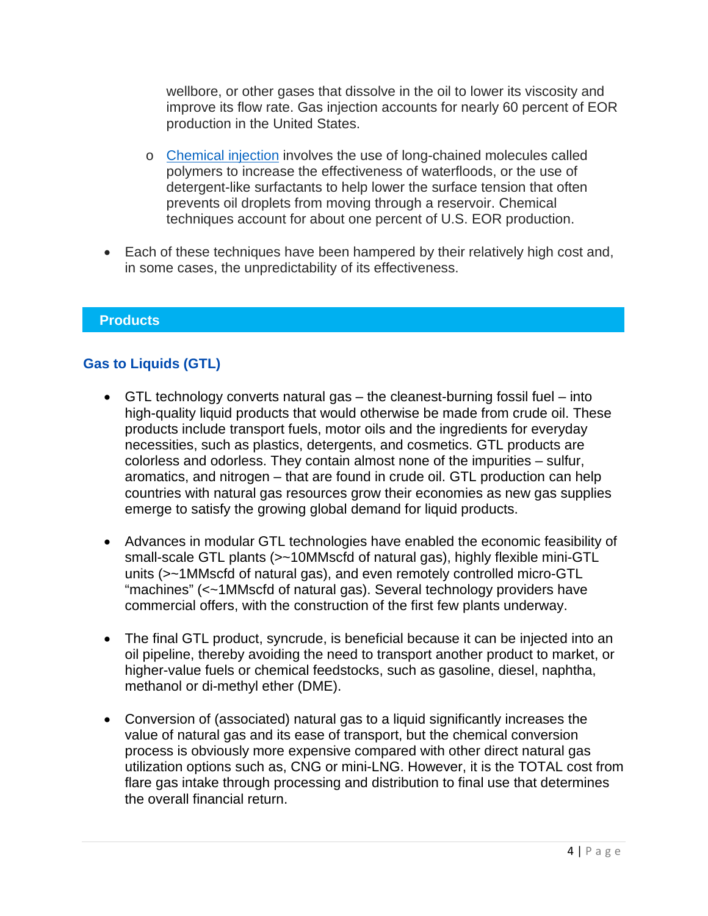wellbore, or other gases that dissolve in the oil to lower its viscosity and improve its flow rate. Gas injection accounts for nearly 60 percent of EOR production in the United States.

- [Chemical injection]() involves the use of long-chained molecules called polymers to increase the effectiveness of waterfloods, or the use of detergent-like surfactants to help lower the surface tension that often prevents oil droplets from moving through a reservoir. Chemical techniques account for about one percent of U.S. EOR production.

- Each of these techniques have been hampered by their relatively high cost and, in some cases, the unpredictability of its effectiveness.

## Products

### Gas to Liquids (GTL)

- GTL technology converts natural gas – the cleanest-burning fossil fuel – into high-quality liquid products that would otherwise be made from crude oil. These products include transport fuels, motor oils and the ingredients for everyday necessities, such as plastics, detergents, and cosmetics. GTL products are colorless and odorless. They contain almost none of the impurities – sulfur, aromatics, and nitrogen – that are found in crude oil. GTL production can help countries with natural gas resources grow their economies as new gas supplies emerge to satisfy the growing global demand for liquid products.

- Advances in modular GTL technologies have enabled the economic feasibility of small-scale GTL plants (>~10MMscfd of natural gas), highly flexible mini-GTL units (>~1MMscfd of natural gas), and even remotely controlled micro-GTL "machines" (<~1MMscfd of natural gas). Several technology providers have commercial offers, with the construction of the first few plants underway.

- The final GTL product, syncrude, is beneficial because it can be injected into an oil pipeline, thereby avoiding the need to transport another product to market, or higher-value fuels or chemical feedstocks, such as gasoline, diesel, naphtha, methanol or di-methyl ether (DME).

- Conversion of (associated) natural gas to a liquid significantly increases the value of natural gas and its ease of transport, but the chemical conversion process is obviously more expensive compared with other direct natural gas utilization options such as, CNG or mini-LNG. However, it is the TOTAL cost from flare gas intake through processing and distribution to final use that determines the overall financial return.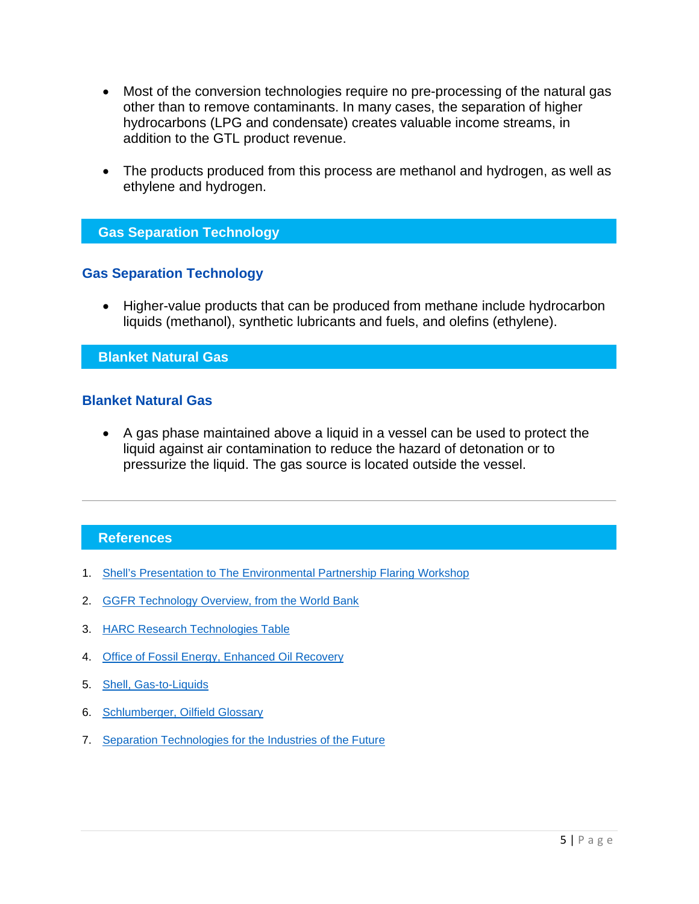- Most of the conversion technologies require no pre-processing of the natural gas other than to remove contaminants. In many cases, the separation of higher hydrocarbons (LPG and condensate) creates valuable income streams, in addition to the GTL product revenue.

- The products produced from this process are methanol and hydrogen, as well as ethylene and hydrogen.

## Gas Separation Technology

### Gas Separation Technology

- Higher-value products that can be produced from methane include hydrocarbon liquids (methanol), synthetic lubricants and fuels, and olefins (ethylene).

## Blanket Natural Gas

### Blanket Natural Gas

- A gas phase maintained above a liquid in a vessel can be used to protect the liquid against air contamination to reduce the hazard of detonation or to pressurize the liquid. The gas source is located outside the vessel.

---

## References

1. Shell's Presentation to The Environmental Partnership Flaring Workshop
2. GGFR Technology Overview, from the World Bank
3. HARC Research Technologies Table
4. Office of Fossil Energy, Enhanced Oil Recovery
5. Shell, Gas-to-Liquids
6. Schlumberger, Oilfield Glossary
7. Separation Technologies for the Industries of the Future